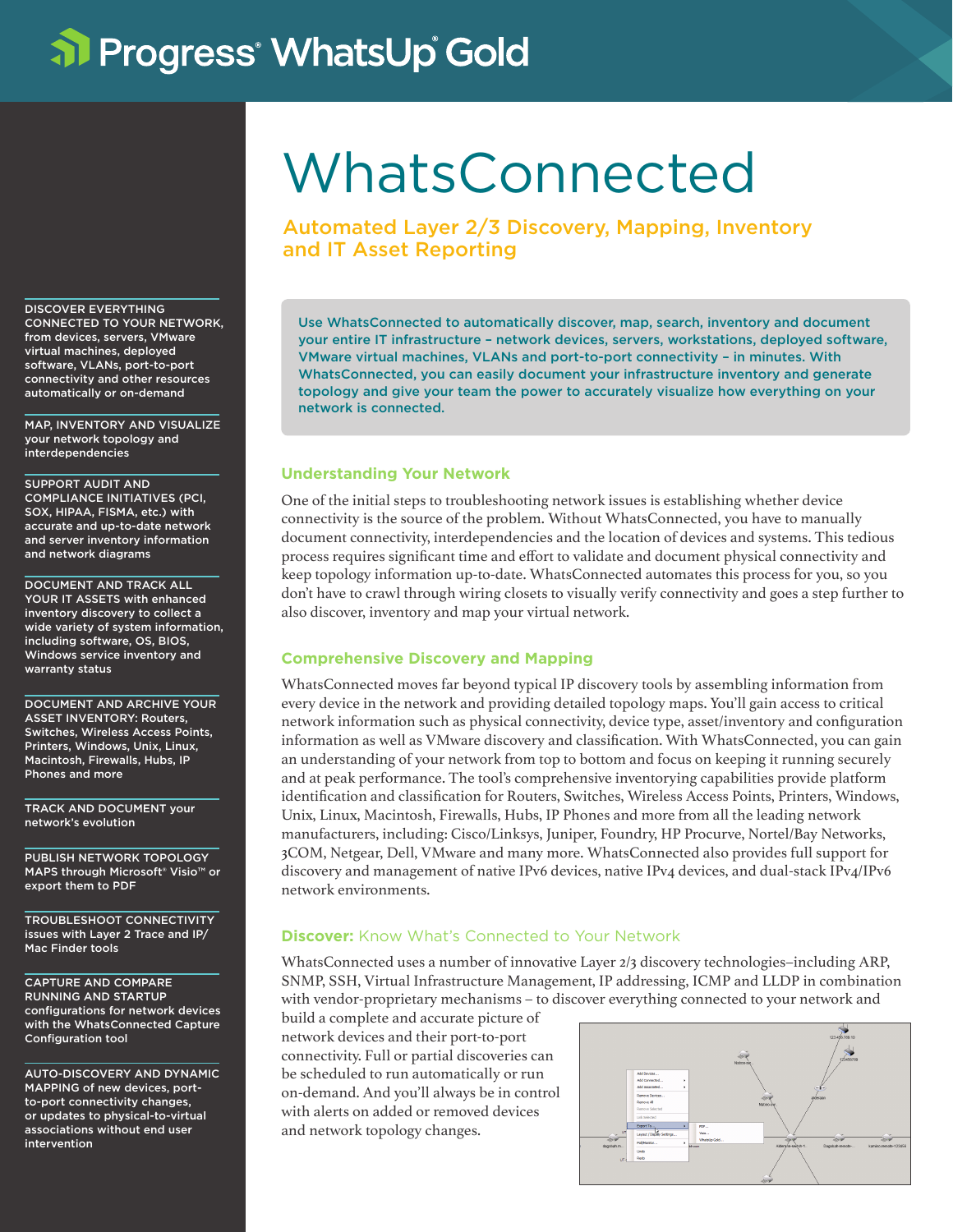Progress® WhatsUp® Gold

# WhatsConnected

## Automated Layer 2/3 Discovery, Mapping, Inventory and IT Asset Reporting

Use WhatsConnected to automatically discover, map, search, inventory and document your entire IT infrastructure – network devices, servers, workstations, deployed software, VMware virtual machines, VLANs and port-to-port connectivity – in minutes. With WhatsConnected, you can easily document your infrastructure inventory and generate topology and give your team the power to accurately visualize how everything on your network is connected.

**DISCOVER EVERYTHING CONNECTED TO YOUR NETWORK,** from devices, servers, VMware virtual machines, deployed software, VLANs, port-to-port connectivity and other resources automatically or on-demand

**MAP, INVENTORY AND VISUALIZE** your network topology and interdependencies

**SUPPORT AUDIT AND COMPLIANCE INITIATIVES (PCI, SOX, HIPAA, FISMA, etc.)** with accurate and up-to-date network and server inventory information and network diagrams

**DOCUMENT AND TRACK ALL YOUR IT ASSETS** with enhanced inventory discovery to collect a wide variety of system information, including software, OS, BIOS, Windows service inventory and warranty status

**DOCUMENT AND ARCHIVE YOUR ASSET INVENTORY:** Routers, Switches, Wireless Access Points, Printers, Windows, Unix, Linux, Macintosh, Firewalls, Hubs, IP Phones and more

**TRACK AND DOCUMENT** your network's evolution

**PUBLISH NETWORK TOPOLOGY MAPS** through Microsoft® Visio™ or export them to PDF

**TROUBLESHOOT CONNECTIVITY** issues with Layer 2 Trace and IP/Mac Finder tools

**CAPTURE AND COMPARE RUNNING AND STARTUP** configurations for network devices with the WhatsConnected Capture Configuration tool

**AUTO-DISCOVERY AND DYNAMIC MAPPING** of new devices, port-to-port connectivity changes, or updates to physical-to-virtual associations without end user intervention

### Understanding Your Network

One of the initial steps to troubleshooting network issues is establishing whether device connectivity is the source of the problem. Without WhatsConnected, you have to manually document connectivity, interdependencies and the location of devices and systems. This tedious process requires significant time and effort to validate and document physical connectivity and keep topology information up-to-date. WhatsConnected automates this process for you, so you don't have to crawl through wiring closets to visually verify connectivity and goes a step further to also discover, inventory and map your virtual network.

### Comprehensive Discovery and Mapping

WhatsConnected moves far beyond typical IP discovery tools by assembling information from every device in the network and providing detailed topology maps. You'll gain access to critical network information such as physical connectivity, device type, asset/inventory and configuration information as well as VMware discovery and classification. With WhatsConnected, you can gain an understanding of your network from top to bottom and focus on keeping it running securely and at peak performance. The tool's comprehensive inventorying capabilities provide platform identification and classification for Routers, Switches, Wireless Access Points, Printers, Windows, Unix, Linux, Macintosh, Firewalls, Hubs, IP Phones and more from all the leading network manufacturers, including: Cisco/Linksys, Juniper, Foundry, HP Procurve, Nortel/Bay Networks, 3COM, Netgear, Dell, VMware and many more. WhatsConnected also provides full support for discovery and management of native IPv6 devices, native IPv4 devices, and dual-stack IPv4/IPv6 network environments.

### **Discover:** Know What's Connected to Your Network

WhatsConnected uses a number of innovative Layer 2/3 discovery technologies–including ARP, SNMP, SSH, Virtual Infrastructure Management, IP addressing, ICMP and LLDP in combination with vendor-proprietary mechanisms – to discover everything connected to your network and build a complete and accurate picture of network devices and their port-to-port connectivity. Full or partial discoveries can be scheduled to run automatically or run on-demand. And you'll always be in control with alerts on added or removed devices and network topology changes.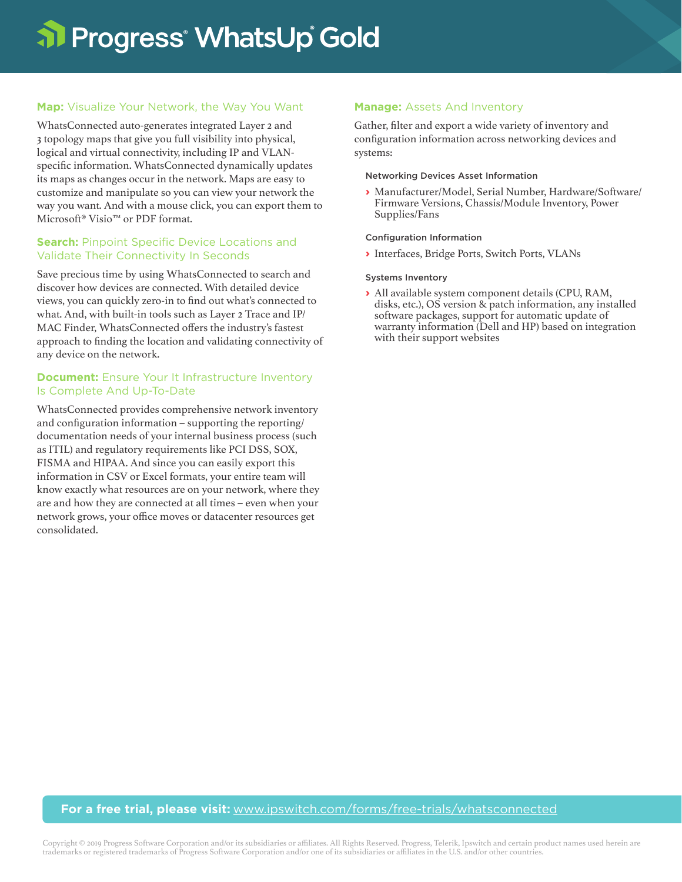# Progress® WhatsUp® Gold

## **Map:** Visualize Your Network, the Way You Want

WhatsConnected auto-generates integrated Layer 2 and 3 topology maps that give you full visibility into physical, logical and virtual connectivity, including IP and VLAN-specific information. WhatsConnected dynamically updates its maps as changes occur in the network. Maps are easy to customize and manipulate so you can view your network the way you want. And with a mouse click, you can export them to Microsoft® Visio™ or PDF format.

## **Search:** Pinpoint Specific Device Locations and Validate Their Connectivity In Seconds

Save precious time by using WhatsConnected to search and discover how devices are connected. With detailed device views, you can quickly zero-in to find out what's connected to what. And, with built-in tools such as Layer 2 Trace and IP/MAC Finder, WhatsConnected offers the industry's fastest approach to finding the location and validating connectivity of any device on the network.

## **Document:** Ensure Your It Infrastructure Inventory Is Complete And Up-To-Date

WhatsConnected provides comprehensive network inventory and configuration information – supporting the reporting/documentation needs of your internal business process (such as ITIL) and regulatory requirements like PCI DSS, SOX, FISMA and HIPAA. And since you can easily export this information in CSV or Excel formats, your entire team will know exactly what resources are on your network, where they are and how they are connected at all times – even when your network grows, your office moves or datacenter resources get consolidated.

## **Manage:** Assets And Inventory

Gather, filter and export a wide variety of inventory and configuration information across networking devices and systems:

### Networking Devices Asset Information

- Manufacturer/Model, Serial Number, Hardware/Software/Firmware Versions, Chassis/Module Inventory, Power Supplies/Fans

### Configuration Information

- Interfaces, Bridge Ports, Switch Ports, VLANs

### Systems Inventory

- All available system component details (CPU, RAM, disks, etc.), OS version & patch information, any installed software packages, support for automatic update of warranty information (Dell and HP) based on integration with their support websites

**For a free trial, please visit:** www.ipswitch.com/forms/free-trials/whatsconnected

Copyright © 2019 Progress Software Corporation and/or its subsidiaries or affiliates. All Rights Reserved. Progress, Telerik, Ipswitch and certain product names used herein are trademarks or registered trademarks of Progress Software Corporation and/or one of its subsidiaries or affiliates in the U.S. and/or other countries.